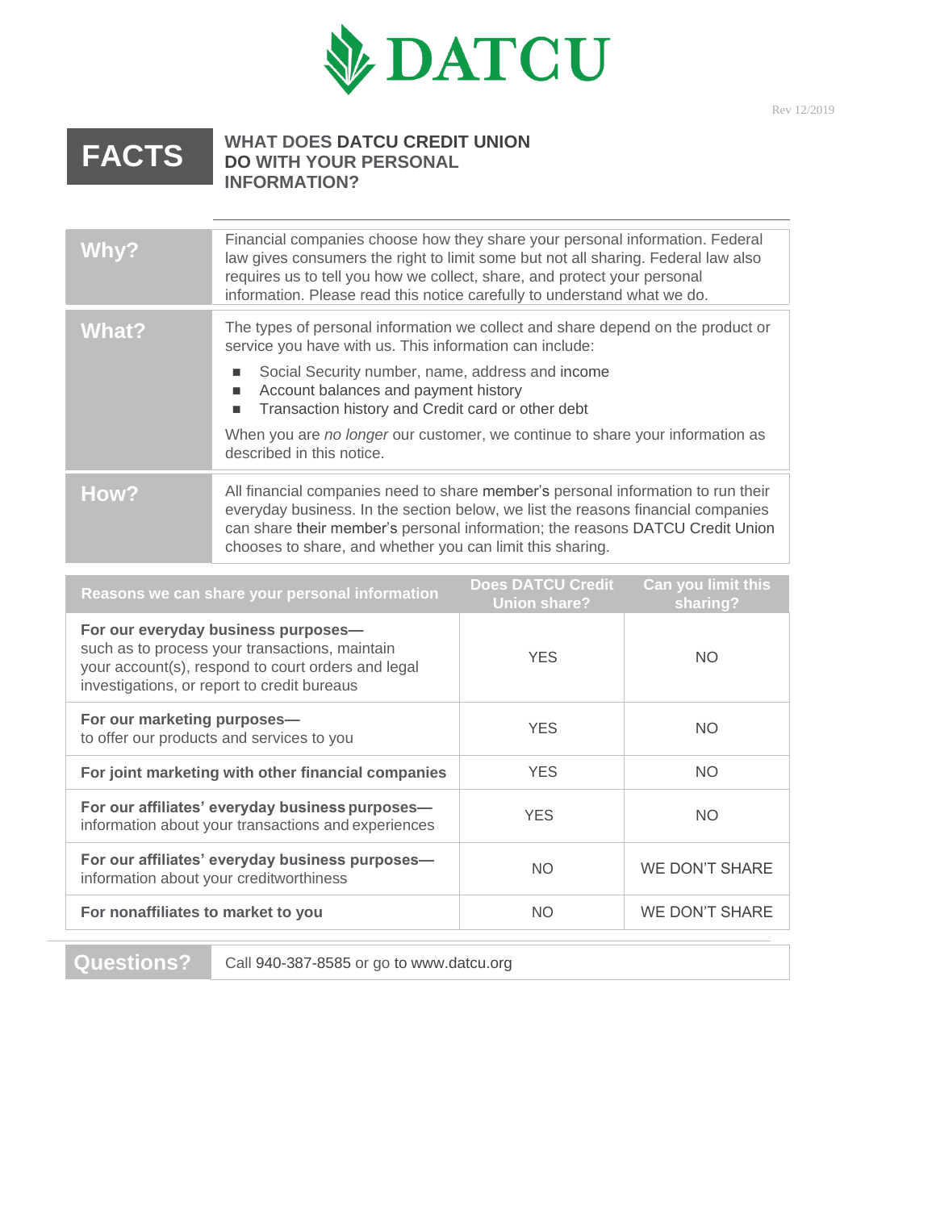# DATCU

Rev 12/2019

## FACTS — WHAT DOES DATCU CREDIT UNION DO WITH YOUR PERSONAL INFORMATION?

| | |
|---|---|
| **Why?** | Financial companies choose how they share your personal information. Federal law gives consumers the right to limit some but not all sharing. Federal law also requires us to tell you how we collect, share, and protect your personal information. Please read this notice carefully to understand what we do. |
| **What?** | The types of personal information we collect and share depend on the product or service you have with us. This information can include:<br>■ Social Security number, name, address and income<br>■ Account balances and payment history<br>■ Transaction history and Credit card or other debt<br><br>When you are *no longer* our customer, we continue to share your information as described in this notice. |
| **How?** | All financial companies need to share member's personal information to run their everyday business. In the section below, we list the reasons financial companies can share their member's personal information; the reasons DATCU Credit Union chooses to share, and whether you can limit this sharing. |

| Reasons we can share your personal information | Does DATCU Credit Union share? | Can you limit this sharing? |
|---|---|---|
| **For our everyday business purposes—** such as to process your transactions, maintain your account(s), respond to court orders and legal investigations, or report to credit bureaus | YES | NO |
| **For our marketing purposes—** to offer our products and services to you | YES | NO |
| **For joint marketing with other financial companies** | YES | NO |
| **For our affiliates' everyday business purposes—** information about your transactions and experiences | YES | NO |
| **For our affiliates' everyday business purposes—** information about your creditworthiness | NO | WE DON'T SHARE |
| **For nonaffiliates to market to you** | NO | WE DON'T SHARE |

| | |
|---|---|
| **Questions?** | Call 940-387-8585 or go to www.datcu.org |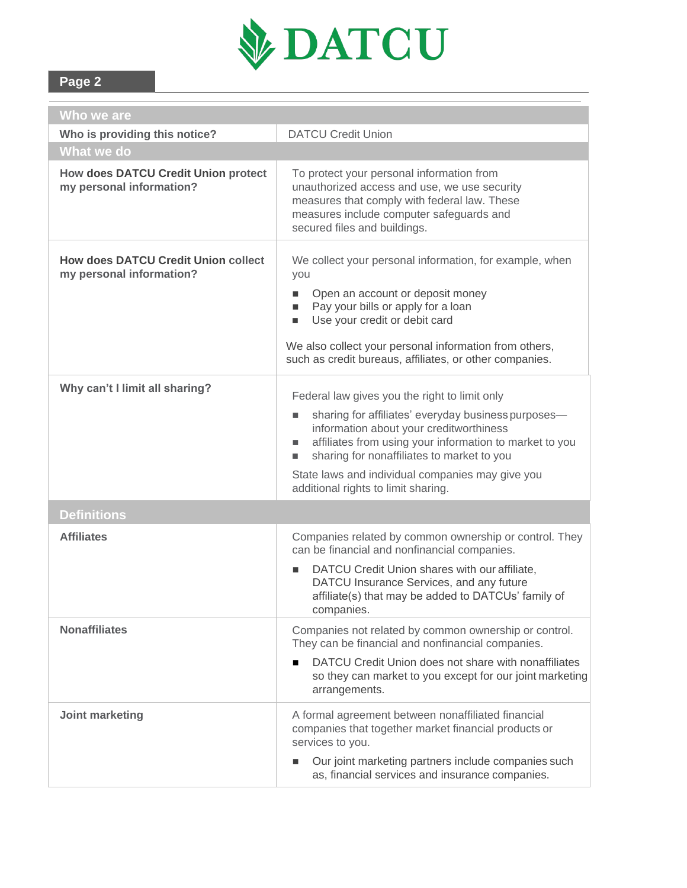# DATCU

**Page 2**

| Who we are | |
|---|---|
| **Who is providing this notice?** | DATCU Credit Union |
| **What we do** | |
| **How does DATCU Credit Union protect my personal information?** | To protect your personal information from unauthorized access and use, we use security measures that comply with federal law. These measures include computer safeguards and secured files and buildings. |
| **How does DATCU Credit Union collect my personal information?** | We collect your personal information, for example, when you<br>■ Open an account or deposit money<br>■ Pay your bills or apply for a loan<br>■ Use your credit or debit card<br><br>We also collect your personal information from others, such as credit bureaus, affiliates, or other companies. |
| **Why can't I limit all sharing?** | Federal law gives you the right to limit only<br>■ sharing for affiliates' everyday business purposes—information about your creditworthiness<br>■ affiliates from using your information to market to you<br>■ sharing for nonaffiliates to market to you<br><br>State laws and individual companies may give you additional rights to limit sharing. |

| Definitions | |
|---|---|
| **Affiliates** | Companies related by common ownership or control. They can be financial and nonfinancial companies.<br>■ DATCU Credit Union shares with our affiliate, DATCU Insurance Services, and any future affiliate(s) that may be added to DATCUs' family of companies. |
| **Nonaffiliates** | Companies not related by common ownership or control. They can be financial and nonfinancial companies.<br>■ DATCU Credit Union does not share with nonaffiliates so they can market to you except for our joint marketing arrangements. |
| **Joint marketing** | A formal agreement between nonaffiliated financial companies that together market financial products or services to you.<br>■ Our joint marketing partners include companies such as, financial services and insurance companies. |